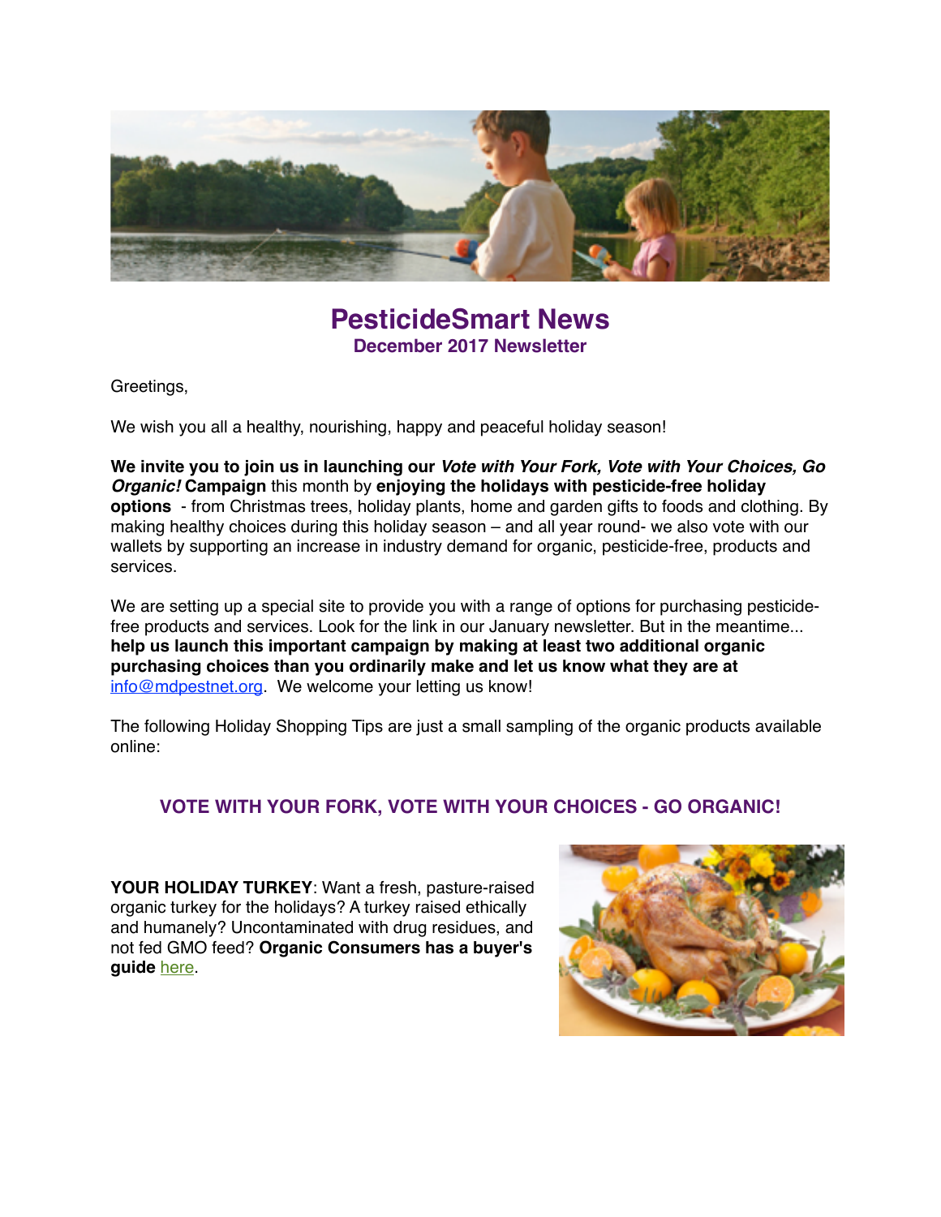# PesticideSmart News

## December 2017 Newsletter

Greetings,

We wish you all a healthy, nourishing, happy and peaceful holiday season!

**We invite you to join us in launching our *Vote with Your Fork, Vote with Your Choices, Go Organic!* Campaign** this month by **enjoying the holidays with pesticide-free holiday options** - from Christmas trees, holiday plants, home and garden gifts to foods and clothing. By making healthy choices during this holiday season – and all year round- we also vote with our wallets by supporting an increase in industry demand for organic, pesticide-free, products and services.

We are setting up a special site to provide you with a range of options for purchasing pesticide-free products and services. Look for the link in our January newsletter. But in the meantime... **help us launch this important campaign by making at least two additional organic purchasing choices than you ordinarily make and let us know what they are at** info@mdpestnet.org. We welcome your letting us know!

The following Holiday Shopping Tips are just a small sampling of the organic products available online:

### VOTE WITH YOUR FORK, VOTE WITH YOUR CHOICES - GO ORGANIC!

**YOUR HOLIDAY TURKEY**: Want a fresh, pasture-raised organic turkey for the holidays? A turkey raised ethically and humanely? Uncontaminated with drug residues, and not fed GMO feed? **Organic Consumers has a buyer's guide** here.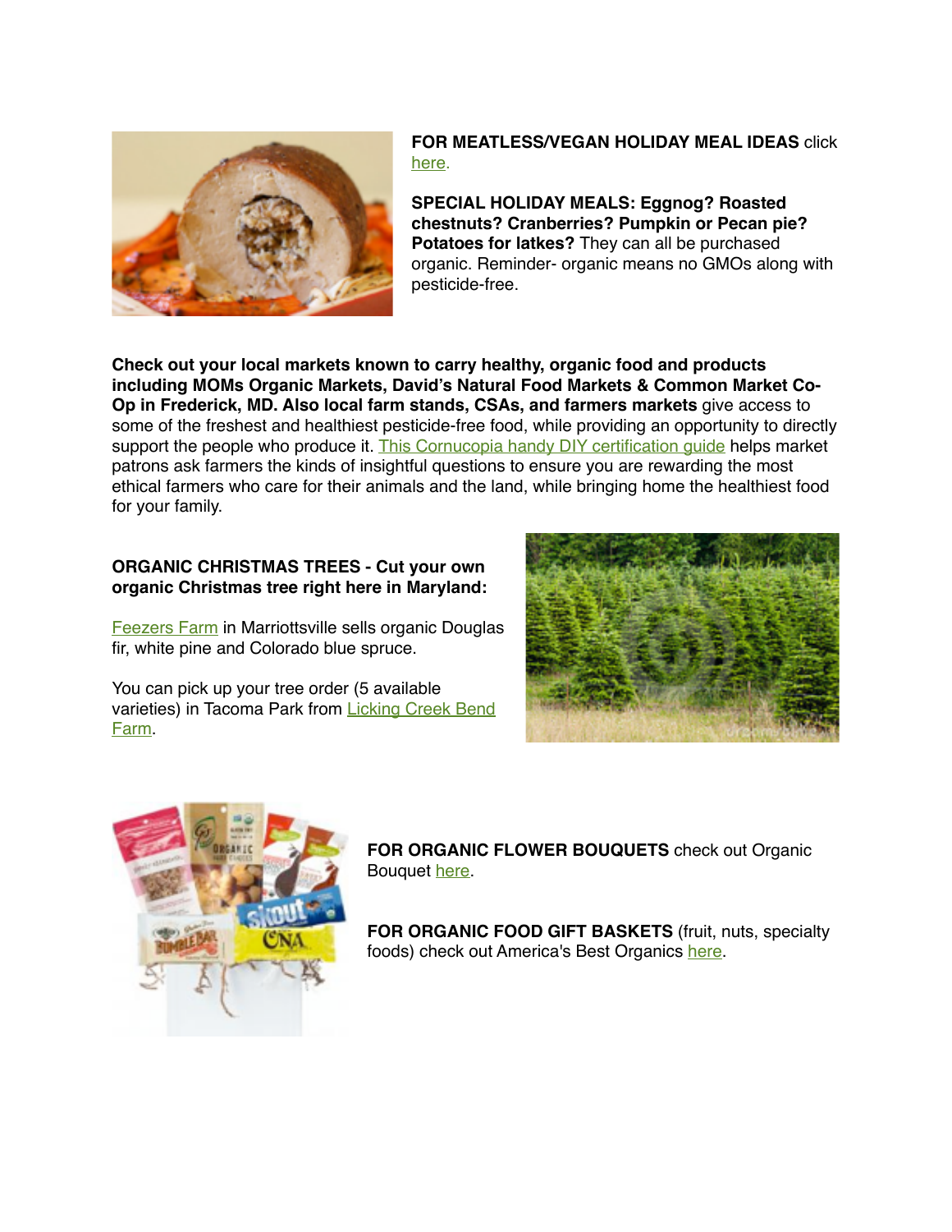**FOR MEATLESS/VEGAN HOLIDAY MEAL IDEAS** click here.

**SPECIAL HOLIDAY MEALS: Eggnog? Roasted chestnuts? Cranberries? Pumpkin or Pecan pie? Potatoes for latkes?** They can all be purchased organic. Reminder- organic means no GMOs along with pesticide-free.

**Check out your local markets known to carry healthy, organic food and products including MOMs Organic Markets, David's Natural Food Markets & Common Market Co-Op in Frederick, MD. Also local farm stands, CSAs, and farmers markets** give access to some of the freshest and healthiest pesticide-free food, while providing an opportunity to directly support the people who produce it. This Cornucopia handy DIY certification guide helps market patrons ask farmers the kinds of insightful questions to ensure you are rewarding the most ethical farmers who care for their animals and the land, while bringing home the healthiest food for your family.

**ORGANIC CHRISTMAS TREES - Cut your own organic Christmas tree right here in Maryland:**

Feezers Farm in Marriottsville sells organic Douglas fir, white pine and Colorado blue spruce.

You can pick up your tree order (5 available varieties) in Tacoma Park from Licking Creek Bend Farm.

**FOR ORGANIC FLOWER BOUQUETS** check out Organic Bouquet here.

**FOR ORGANIC FOOD GIFT BASKETS** (fruit, nuts, specialty foods) check out America's Best Organics here.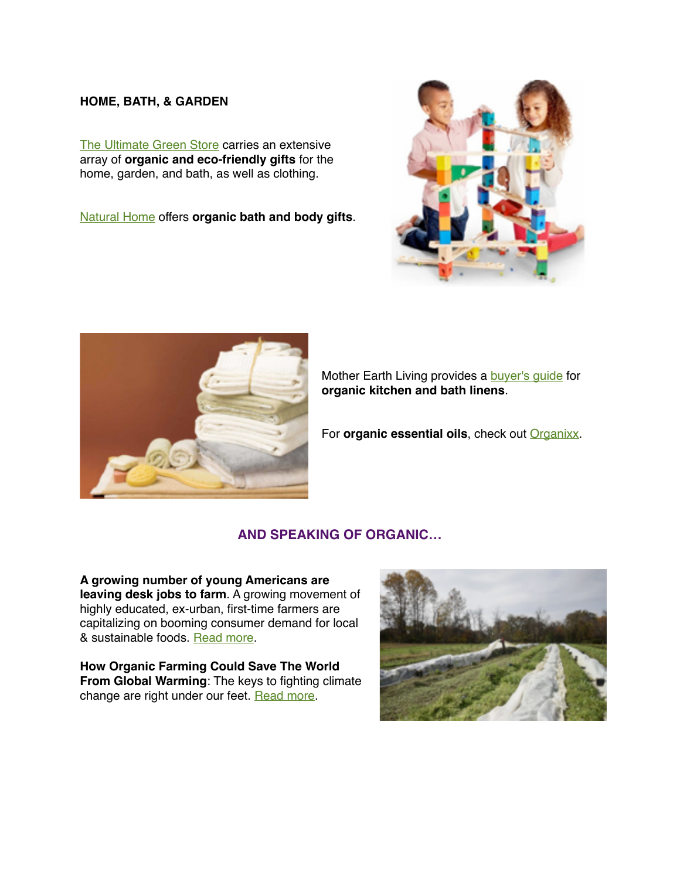## HOME, BATH, & GARDEN

The Ultimate Green Store carries an extensive array of **organic and eco-friendly gifts** for the home, garden, and bath, as well as clothing.

Natural Home offers **organic bath and body gifts**.

Mother Earth Living provides a buyer's guide for **organic kitchen and bath linens**.

For **organic essential oils**, check out Organixx.

## AND SPEAKING OF ORGANIC…

**A growing number of young Americans are leaving desk jobs to farm**. A growing movement of highly educated, ex-urban, first-time farmers are capitalizing on booming consumer demand for local & sustainable foods. Read more.

**How Organic Farming Could Save The World From Global Warming**: The keys to fighting climate change are right under our feet. Read more.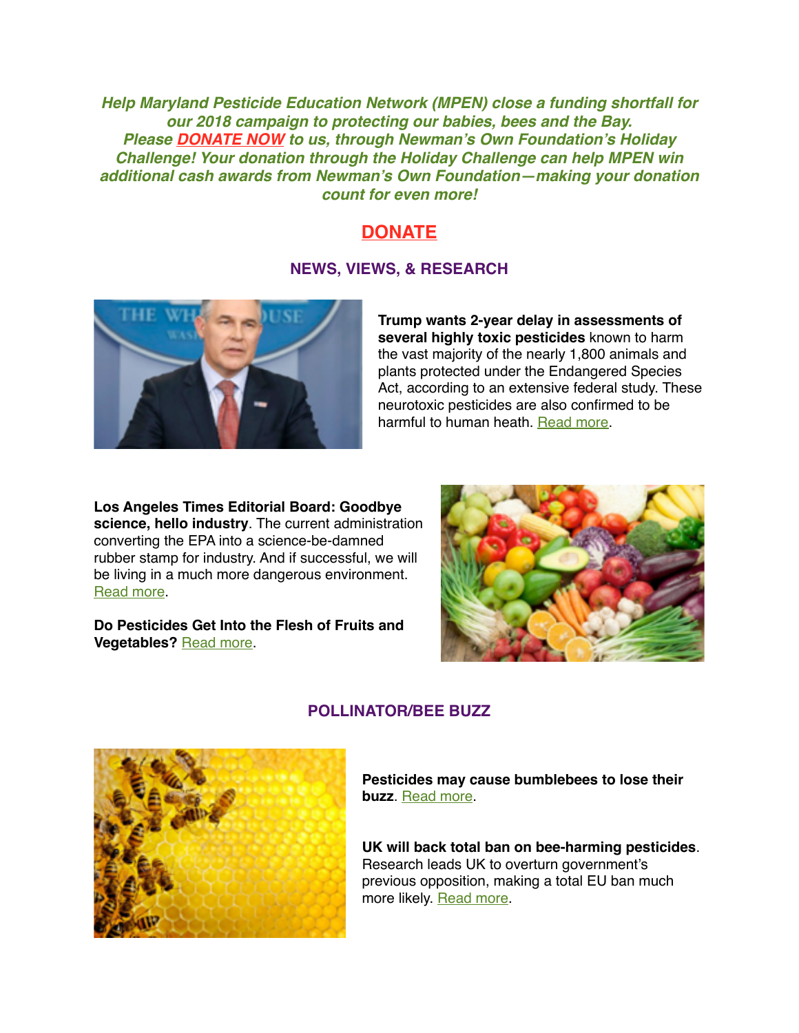***Help Maryland Pesticide Education Network (MPEN) close a funding shortfall for our 2018 campaign to protecting our babies, bees and the Bay. Please [DONATE NOW] to us, through Newman's Own Foundation's Holiday Challenge! Your donation through the Holiday Challenge can help MPEN win additional cash awards from Newman's Own Foundation—making your donation count for even more!***

**DONATE**

## NEWS, VIEWS, & RESEARCH

**Trump wants 2-year delay in assessments of several highly toxic pesticides** known to harm the vast majority of the nearly 1,800 animals and plants protected under the Endangered Species Act, according to an extensive federal study. These neurotoxic pesticides are also confirmed to be harmful to human heath. Read more.

**Los Angeles Times Editorial Board: Goodbye science, hello industry**. The current administration converting the EPA into a science-be-damned rubber stamp for industry. And if successful, we will be living in a much more dangerous environment. Read more.

**Do Pesticides Get Into the Flesh of Fruits and Vegetables?** Read more.

## POLLINATOR/BEE BUZZ

**Pesticides may cause bumblebees to lose their buzz**. Read more.

**UK will back total ban on bee-harming pesticides**. Research leads UK to overturn government's previous opposition, making a total EU ban much more likely. Read more.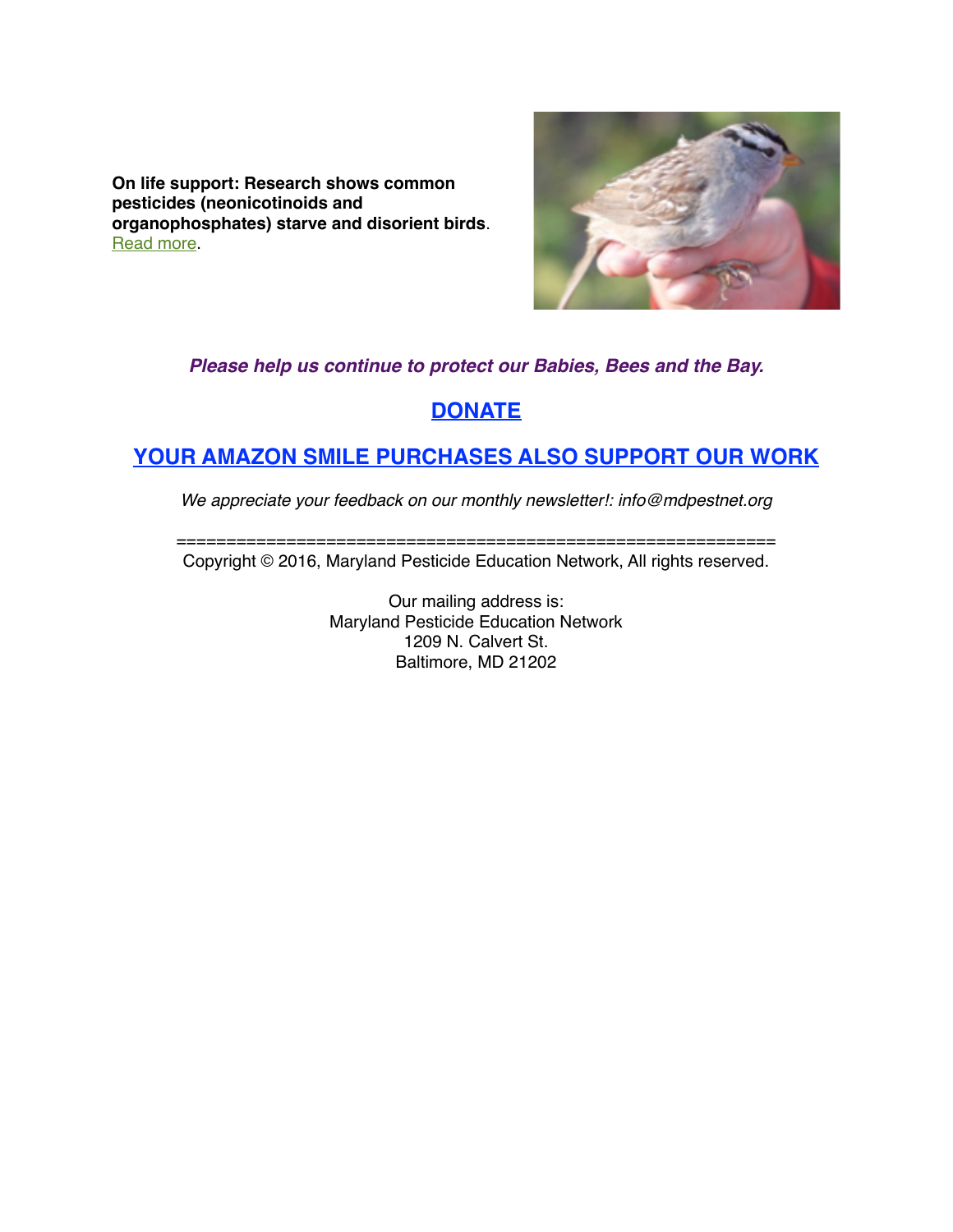**On life support: Research shows common pesticides (neonicotinoids and organophosphates) starve and disorient birds**. Read more.

***Please help us continue to protect our Babies, Bees and the Bay.***

**DONATE**

**YOUR AMAZON SMILE PURCHASES ALSO SUPPORT OUR WORK**

*We appreciate your feedback on our monthly newsletter!: info@mdpestnet.org*

============================================================

Copyright © 2016, Maryland Pesticide Education Network, All rights reserved.

Our mailing address is:
Maryland Pesticide Education Network
1209 N. Calvert St.
Baltimore, MD 21202